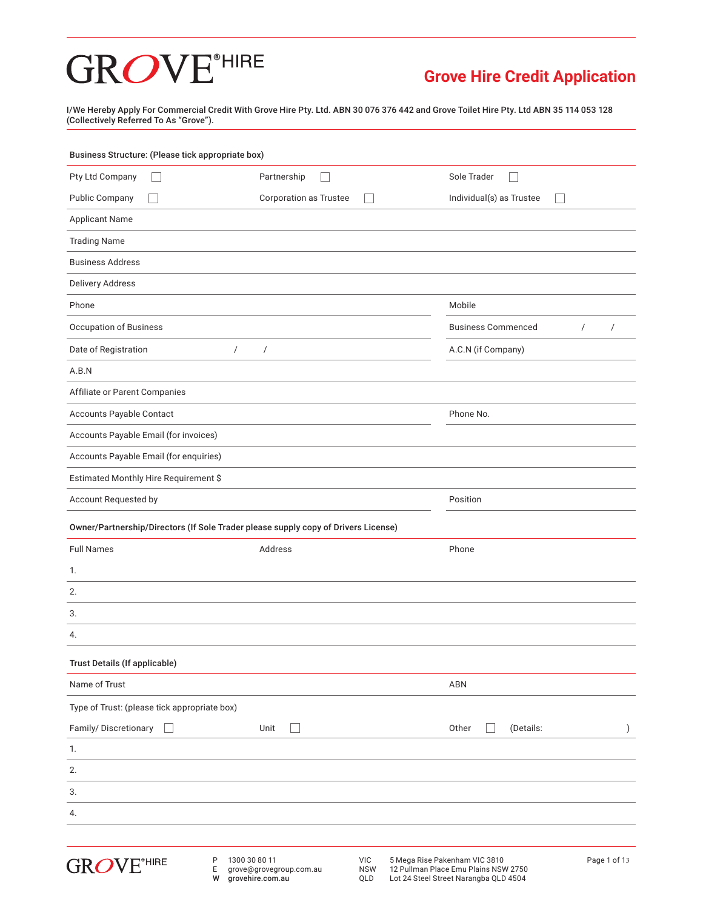# GROVE® HIRE

## Grove Hire Credit Application

**I/We Hereby Apply For Commercial Credit With Grove Hire Pty. Ltd. ABN 30 076 376 442 and Grove Toilet Hire Pty. Ltd ABN 35 114 053 128 (Collectively Referred To As "Grove").**

**Business Structure: (Please tick appropriate box)**

| | | |
|---|---|---|
| Pty Ltd Company ☐ | Partnership ☐ | Sole Trader ☐ |
| Public Company ☐ | Corporation as Trustee ☐ | Individual(s) as Trustee ☐ |

Applicant Name

Trading Name

Business Address

Delivery Address

| | |
|---|---|
| Phone | Mobile |
| Occupation of Business | Business Commenced / / |
| Date of Registration / / | A.C.N (if Company) |

A.B.N

Affiliate or Parent Companies

| | |
|---|---|
| Accounts Payable Contact | Phone No. |

Accounts Payable Email (for invoices)

Accounts Payable Email (for enquiries)

Estimated Monthly Hire Requirement $

| | |
|---|---|
| Account Requested by | Position |

**Owner/Partnership/Directors (If Sole Trader please supply copy of Drivers License)**

| Full Names | Address | Phone |
|---|---|---|
| 1. | | |
| 2. | | |
| 3. | | |
| 4. | | |

**Trust Details (If applicable)**

| | |
|---|---|
| Name of Trust | ABN |

Type of Trust: (please tick appropriate box)

| | | |
|---|---|---|
| Family/ Discretionary ☐ | Unit ☐ | Other ☐ (Details: ) |

1.

2.

3.

4.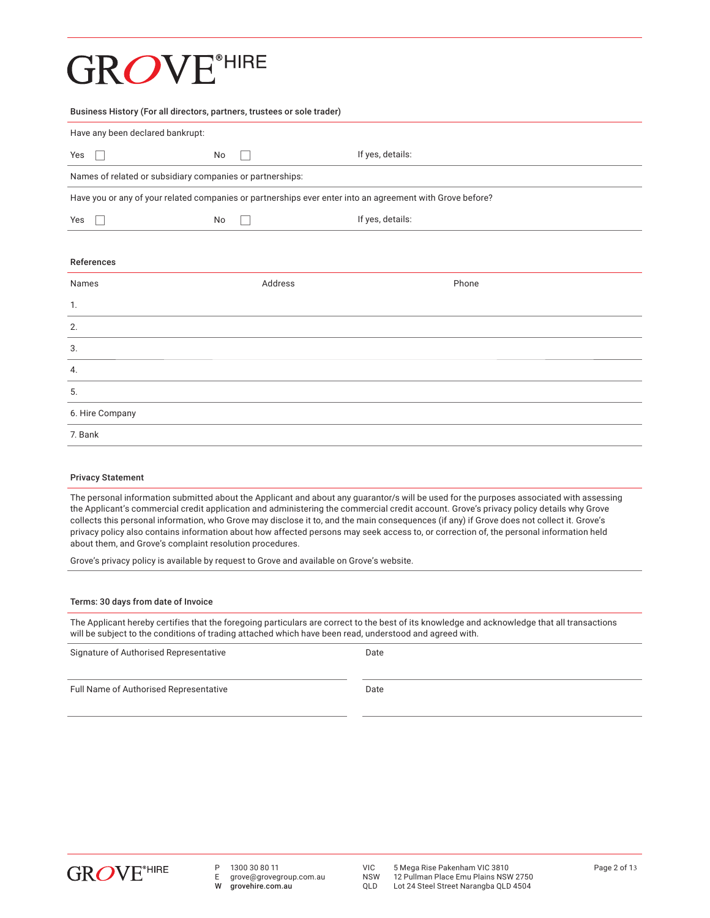GROVE® HIRE

**Business History (For all directors, partners, trustees or sole trader)**

Have any been declared bankrupt:

Yes ☐ No ☐ If yes, details:

Names of related or subsidiary companies or partnerships:

Have you or any of your related companies or partnerships ever enter into an agreement with Grove before?

Yes ☐ No ☐ If yes, details:

**References**

| Names | Address | Phone |
|---|---|---|
| 1. | | |
| 2. | | |
| 3. | | |
| 4. | | |
| 5. | | |
| 6. Hire Company | | |
| 7. Bank | | |

**Privacy Statement**

The personal information submitted about the Applicant and about any guarantor/s will be used for the purposes associated with assessing the Applicant's commercial credit application and administering the commercial credit account. Grove's privacy policy details why Grove collects this personal information, who Grove may disclose it to, and the main consequences (if any) if Grove does not collect it. Grove's privacy policy also contains information about how affected persons may seek access to, or correction of, the personal information held about them, and Grove's complaint resolution procedures.

Grove's privacy policy is available by request to Grove and available on Grove's website.

**Terms: 30 days from date of Invoice**

The Applicant hereby certifies that the foregoing particulars are correct to the best of its knowledge and acknowledge that all transactions will be subject to the conditions of trading attached which have been read, understood and agreed with.

Signature of Authorised Representative ______________________ Date ______________________

Full Name of Authorised Representative ______________________ Date ______________________

P 1300 30 80 11
E grove@grovegroup.com.au
W grovehire.com.au

VIC 5 Mega Rise Pakenham VIC 3810
NSW 12 Pullman Place Emu Plains NSW 2750
QLD Lot 24 Steel Street Narangba QLD 4504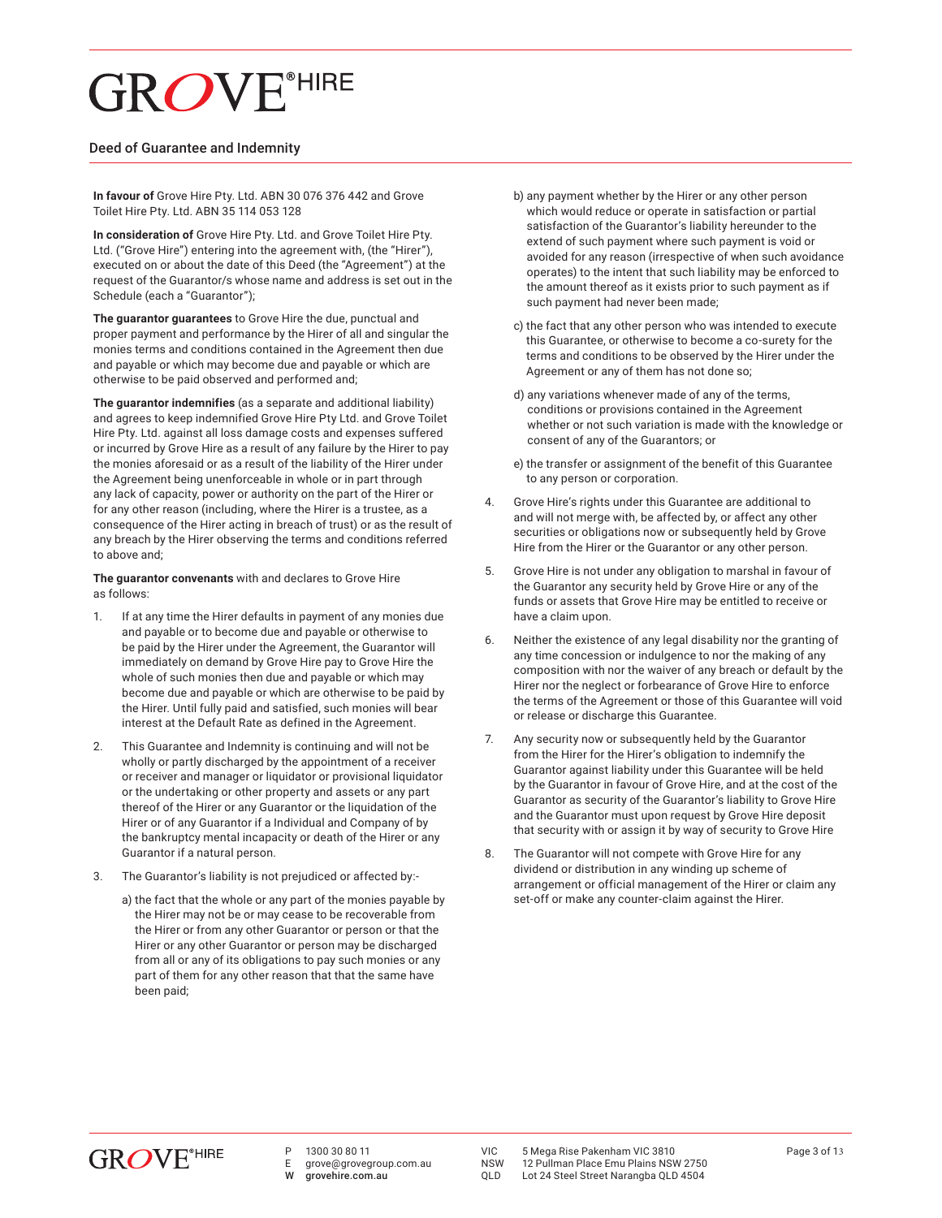# GROVE® HIRE

## Deed of Guarantee and Indemnity

**In favour of** Grove Hire Pty. Ltd. ABN 30 076 376 442 and Grove Toilet Hire Pty. Ltd. ABN 35 114 053 128

**In consideration of** Grove Hire Pty. Ltd. and Grove Toilet Hire Pty. Ltd. ("Grove Hire") entering into the agreement with, (the "Hirer"), executed on or about the date of this Deed (the "Agreement") at the request of the Guarantor/s whose name and address is set out in the Schedule (each a "Guarantor");

**The guarantor guarantees** to Grove Hire the due, punctual and proper payment and performance by the Hirer of all and singular the monies terms and conditions contained in the Agreement then due and payable or which may become due and payable or which are otherwise to be paid observed and performed and;

**The guarantor indemnifies** (as a separate and additional liability) and agrees to keep indemnified Grove Hire Pty Ltd. and Grove Toilet Hire Pty. Ltd. against all loss damage costs and expenses suffered or incurred by Grove Hire as a result of any failure by the Hirer to pay the monies aforesaid or as a result of the liability of the Hirer under the Agreement being unenforceable in whole or in part through any lack of capacity, power or authority on the part of the Hirer or for any other reason (including, where the Hirer is a trustee, as a consequence of the Hirer acting in breach of trust) or as the result of any breach by the Hirer observing the terms and conditions referred to above and;

**The guarantor convenants** with and declares to Grove Hire as follows:

1. If at any time the Hirer defaults in payment of any monies due and payable or to become due and payable or otherwise to be paid by the Hirer under the Agreement, the Guarantor will immediately on demand by Grove Hire pay to Grove Hire the whole of such monies then due and payable or which may become due and payable or which are otherwise to be paid by the Hirer. Until fully paid and satisfied, such monies will bear interest at the Default Rate as defined in the Agreement.
2. This Guarantee and Indemnity is continuing and will not be wholly or partly discharged by the appointment of a receiver or receiver and manager or liquidator or provisional liquidator or the undertaking or other property and assets or any part thereof of the Hirer or any Guarantor or the liquidation of the Hirer or of any Guarantor if a Individual and Company of by the bankruptcy mental incapacity or death of the Hirer or any Guarantor if a natural person.
3. The Guarantor's liability is not prejudiced or affected by:-
   a) the fact that the whole or any part of the monies payable by the Hirer may not be or may cease to be recoverable from the Hirer or from any other Guarantor or person or that the Hirer or any other Guarantor or person may be discharged from all or any of its obligations to pay such monies or any part of them for any other reason that that the same have been paid;
   b) any payment whether by the Hirer or any other person which would reduce or operate in satisfaction or partial satisfaction of the Guarantor's liability hereunder to the extend of such payment where such payment is void or avoided for any reason (irrespective of when such avoidance operates) to the intent that such liability may be enforced to the amount thereof as it exists prior to such payment as if such payment had never been made;
   c) the fact that any other person who was intended to execute this Guarantee, or otherwise to become a co-surety for the terms and conditions to be observed by the Hirer under the Agreement or any of them has not done so;
   d) any variations whenever made of any of the terms, conditions or provisions contained in the Agreement whether or not such variation is made with the knowledge or consent of any of the Guarantors; or
   e) the transfer or assignment of the benefit of this Guarantee to any person or corporation.
4. Grove Hire's rights under this Guarantee are additional to and will not merge with, be affected by, or affect any other securities or obligations now or subsequently held by Grove Hire from the Hirer or the Guarantor or any other person.
5. Grove Hire is not under any obligation to marshal in favour of the Guarantor any security held by Grove Hire or any of the funds or assets that Grove Hire may be entitled to receive or have a claim upon.
6. Neither the existence of any legal disability nor the granting of any time concession or indulgence to nor the making of any composition with nor the waiver of any breach or default by the Hirer nor the neglect or forbearance of Grove Hire to enforce the terms of the Agreement or those of this Guarantee will void or release or discharge this Guarantee.
7. Any security now or subsequently held by the Guarantor from the Hirer for the Hirer's obligation to indemnify the Guarantor against liability under this Guarantee will be held by the Guarantor in favour of Grove Hire, and at the cost of the Guarantor as security of the Guarantor's liability to Grove Hire and the Guarantor must upon request by Grove Hire deposit that security with or assign it by way of security to Grove Hire
8. The Guarantor will not compete with Grove Hire for any dividend or distribution in any winding up scheme of arrangement or official management of the Hirer or claim any set-off or make any counter-claim against the Hirer.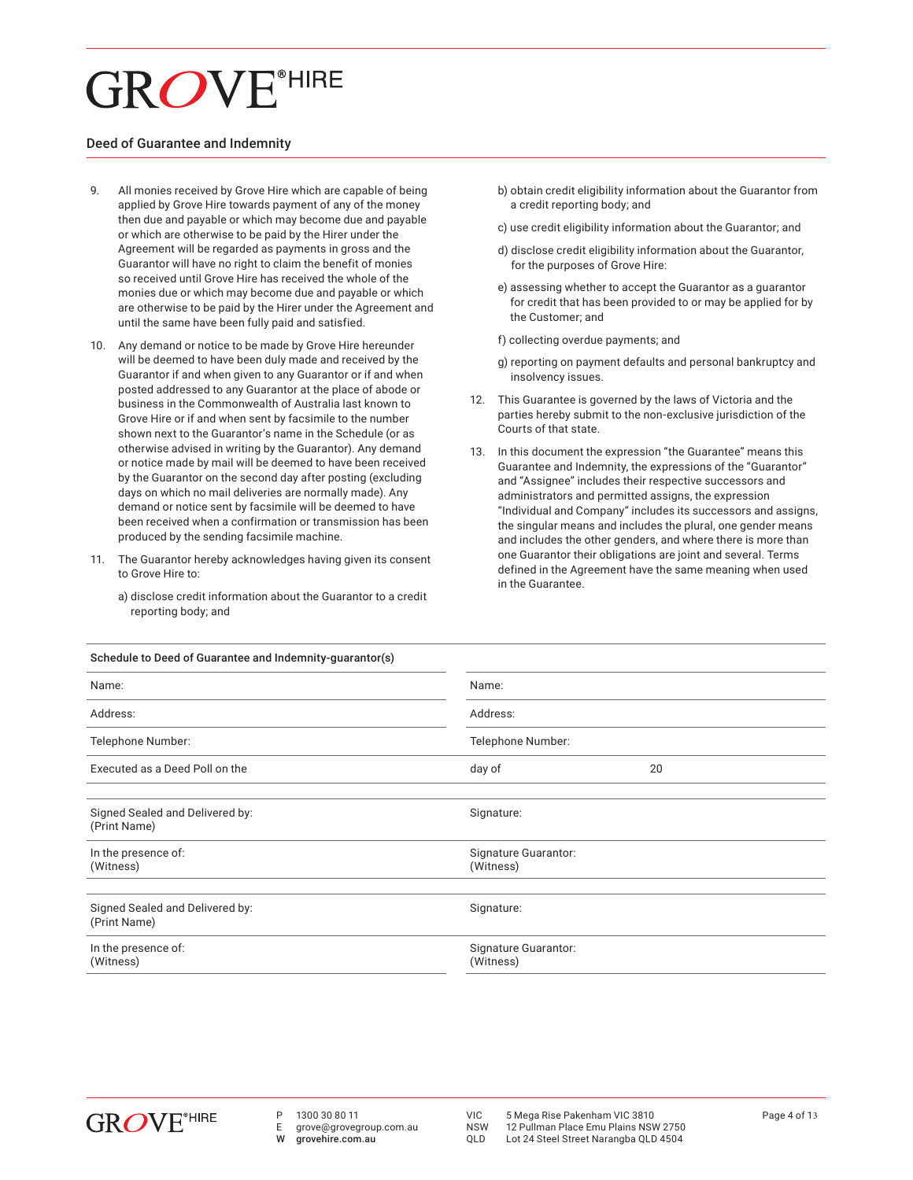## Deed of Guarantee and Indemnity

9. All monies received by Grove Hire which are capable of being applied by Grove Hire towards payment of any of the money then due and payable or which may become due and payable or which are otherwise to be paid by the Hirer under the Agreement will be regarded as payments in gross and the Guarantor will have no right to claim the benefit of monies so received until Grove Hire has received the whole of the monies due or which may become due and payable or which are otherwise to be paid by the Hirer under the Agreement and until the same have been fully paid and satisfied.

10. Any demand or notice to be made by Grove Hire hereunder will be deemed to have been duly made and received by the Guarantor if and when given to any Guarantor or if and when posted addressed to any Guarantor at the place of abode or business in the Commonwealth of Australia last known to Grove Hire or if and when sent by facsimile to the number shown next to the Guarantor's name in the Schedule (or as otherwise advised in writing by the Guarantor). Any demand or notice made by mail will be deemed to have been received by the Guarantor on the second day after posting (excluding days on which no mail deliveries are normally made). Any demand or notice sent by facsimile will be deemed to have been received when a confirmation or transmission has been produced by the sending facsimile machine.

11. The Guarantor hereby acknowledges having given its consent to Grove Hire to:

    a) disclose credit information about the Guarantor to a credit reporting body; and

    b) obtain credit eligibility information about the Guarantor from a credit reporting body; and

    c) use credit eligibility information about the Guarantor; and

    d) disclose credit eligibility information about the Guarantor, for the purposes of Grove Hire:

    e) assessing whether to accept the Guarantor as a guarantor for credit that has been provided to or may be applied for by the Customer; and

    f) collecting overdue payments; and

    g) reporting on payment defaults and personal bankruptcy and insolvency issues.

12. This Guarantee is governed by the laws of Victoria and the parties hereby submit to the non-exclusive jurisdiction of the Courts of that state.

13. In this document the expression "the Guarantee" means this Guarantee and Indemnity, the expressions of the "Guarantor" and "Assignee" includes their respective successors and administrators and permitted assigns, the expression "Individual and Company" includes its successors and assigns, the singular means and includes the plural, one gender means and includes the other genders, and where there is more than one Guarantor their obligations are joint and several. Terms defined in the Agreement have the same meaning when used in the Guarantee.

### Schedule to Deed of Guarantee and Indemnity-guarantor(s)

| | | |
|---|---|---|
| Name: | Name: | |
| Address: | Address: | |
| Telephone Number: | Telephone Number: | |
| Executed as a Deed Poll on the | day of | 20 |

| | |
|---|---|
| Signed Sealed and Delivered by: (Print Name) | Signature: |
| In the presence of: (Witness) | Signature Guarantor: (Witness) |
| Signed Sealed and Delivered by: (Print Name) | Signature: |
| In the presence of: (Witness) | Signature Guarantor: (Witness) |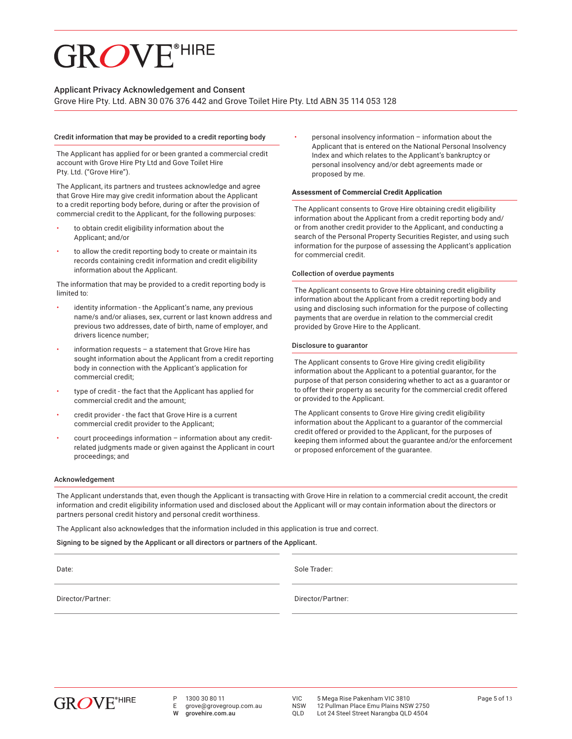# GROVE® HIRE

## Applicant Privacy Acknowledgement and Consent

Grove Hire Pty. Ltd. ABN 30 076 376 442 and Grove Toilet Hire Pty. Ltd ABN 35 114 053 128

### Credit information that may be provided to a credit reporting body

The Applicant has applied for or been granted a commercial credit account with Grove Hire Pty Ltd and Gove Toilet Hire Pty. Ltd. ("Grove Hire").

The Applicant, its partners and trustees acknowledge and agree that Grove Hire may give credit information about the Applicant to a credit reporting body before, during or after the provision of commercial credit to the Applicant, for the following purposes:

- to obtain credit eligibility information about the Applicant; and/or
- to allow the credit reporting body to create or maintain its records containing credit information and credit eligibility information about the Applicant.

The information that may be provided to a credit reporting body is limited to:

- identity information - the Applicant's name, any previous name/s and/or aliases, sex, current or last known address and previous two addresses, date of birth, name of employer, and drivers licence number;
- information requests – a statement that Grove Hire has sought information about the Applicant from a credit reporting body in connection with the Applicant's application for commercial credit;
- type of credit - the fact that the Applicant has applied for commercial credit and the amount;
- credit provider - the fact that Grove Hire is a current commercial credit provider to the Applicant;
- court proceedings information – information about any credit-related judgments made or given against the Applicant in court proceedings; and
- personal insolvency information – information about the Applicant that is entered on the National Personal Insolvency Index and which relates to the Applicant's bankruptcy or personal insolvency and/or debt agreements made or proposed by me.

### Assessment of Commercial Credit Application

The Applicant consents to Grove Hire obtaining credit eligibility information about the Applicant from a credit reporting body and/or from another credit provider to the Applicant, and conducting a search of the Personal Property Securities Register, and using such information for the purpose of assessing the Applicant's application for commercial credit.

### Collection of overdue payments

The Applicant consents to Grove Hire obtaining credit eligibility information about the Applicant from a credit reporting body and using and disclosing such information for the purpose of collecting payments that are overdue in relation to the commercial credit provided by Grove Hire to the Applicant.

### Disclosure to guarantor

The Applicant consents to Grove Hire giving credit eligibility information about the Applicant to a potential guarantor, for the purpose of that person considering whether to act as a guarantor or to offer their property as security for the commercial credit offered or provided to the Applicant.

The Applicant consents to Grove Hire giving credit eligibility information about the Applicant to a guarantor of the commercial credit offered or provided to the Applicant, for the purposes of keeping them informed about the guarantee and/or the enforcement or proposed enforcement of the guarantee.

### Acknowledgement

The Applicant understands that, even though the Applicant is transacting with Grove Hire in relation to a commercial credit account, the credit information and credit eligibility information used and disclosed about the Applicant will or may contain information about the directors or partners personal credit history and personal credit worthiness.

The Applicant also acknowledges that the information included in this application is true and correct.

**Signing to be signed by the Applicant or all directors or partners of the Applicant.**

| | |
|---|---|
| Date: | Sole Trader: |
| Director/Partner: | Director/Partner: |

P 1300 30 80 11
E grove@grovegroup.com.au
W grovehire.com.au

VIC 5 Mega Rise Pakenham VIC 3810
NSW 12 Pullman Place Emu Plains NSW 2750
QLD Lot 24 Steel Street Narangba QLD 4504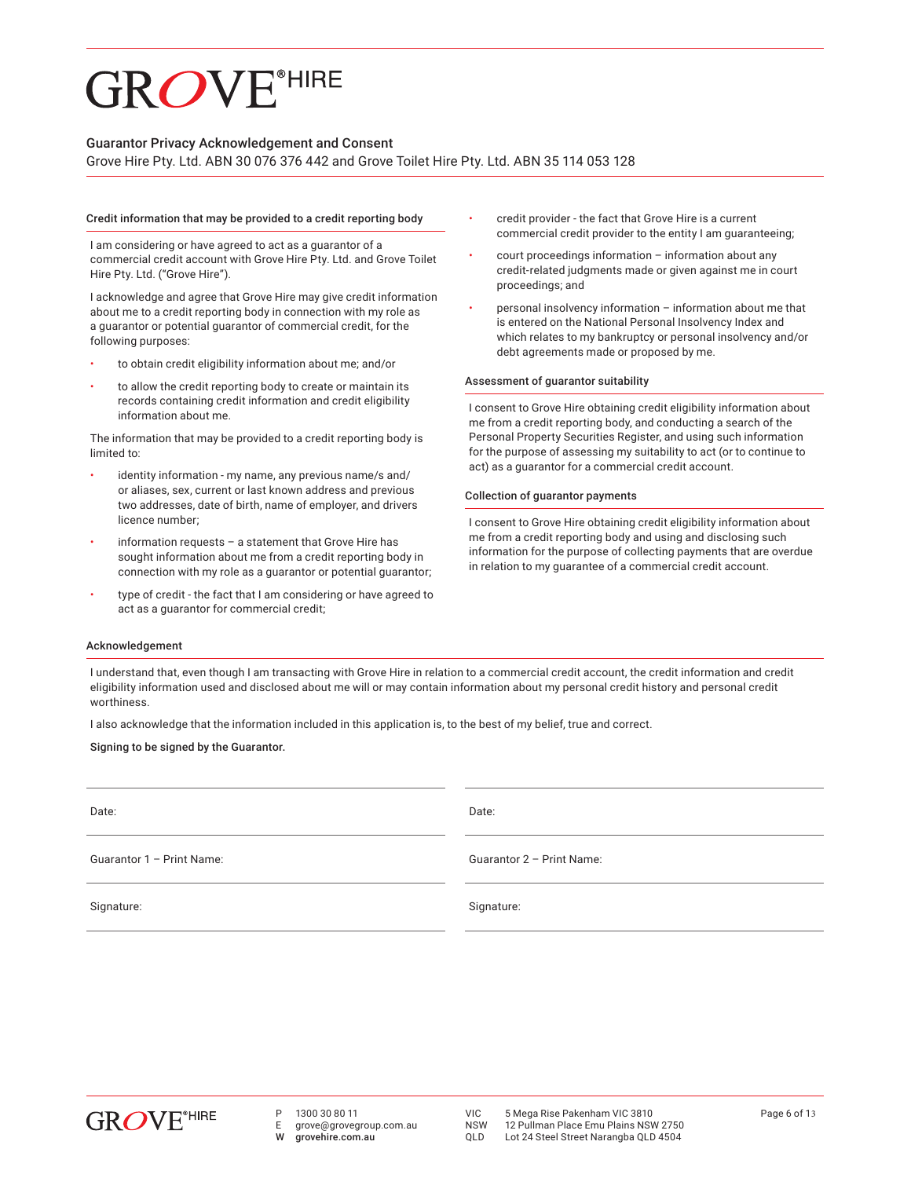# GROVE® HIRE

## Guarantor Privacy Acknowledgement and Consent

Grove Hire Pty. Ltd. ABN 30 076 376 442 and Grove Toilet Hire Pty. Ltd. ABN 35 114 053 128

### Credit information that may be provided to a credit reporting body

I am considering or have agreed to act as a guarantor of a commercial credit account with Grove Hire Pty. Ltd. and Grove Toilet Hire Pty. Ltd. ("Grove Hire").

I acknowledge and agree that Grove Hire may give credit information about me to a credit reporting body in connection with my role as a guarantor or potential guarantor of commercial credit, for the following purposes:

- to obtain credit eligibility information about me; and/or
- to allow the credit reporting body to create or maintain its records containing credit information and credit eligibility information about me.

The information that may be provided to a credit reporting body is limited to:

- identity information - my name, any previous name/s and/or aliases, sex, current or last known address and previous two addresses, date of birth, name of employer, and drivers licence number;
- information requests – a statement that Grove Hire has sought information about me from a credit reporting body in connection with my role as a guarantor or potential guarantor;
- type of credit - the fact that I am considering or have agreed to act as a guarantor for commercial credit;
- credit provider - the fact that Grove Hire is a current commercial credit provider to the entity I am guaranteeing;
- court proceedings information – information about any credit-related judgments made or given against me in court proceedings; and
- personal insolvency information – information about me that is entered on the National Personal Insolvency Index and which relates to my bankruptcy or personal insolvency and/or debt agreements made or proposed by me.

### Assessment of guarantor suitability

I consent to Grove Hire obtaining credit eligibility information about me from a credit reporting body, and conducting a search of the Personal Property Securities Register, and using such information for the purpose of assessing my suitability to act (or to continue to act) as a guarantor for a commercial credit account.

### Collection of guarantor payments

I consent to Grove Hire obtaining credit eligibility information about me from a credit reporting body and using and disclosing such information for the purpose of collecting payments that are overdue in relation to my guarantee of a commercial credit account.

### Acknowledgement

I understand that, even though I am transacting with Grove Hire in relation to a commercial credit account, the credit information and credit eligibility information used and disclosed about me will or may contain information about my personal credit history and personal credit worthiness.

I also acknowledge that the information included in this application is, to the best of my belief, true and correct.

**Signing to be signed by the Guarantor.**

| | |
|---|---|
| Date: | Date: |
| Guarantor 1 – Print Name: | Guarantor 2 – Print Name: |
| Signature: | Signature: |

P 1300 30 80 11
E grove@grovegroup.com.au
W grovehire.com.au

VIC 5 Mega Rise Pakenham VIC 3810
NSW 12 Pullman Place Emu Plains NSW 2750
QLD Lot 24 Steel Street Narangba QLD 4504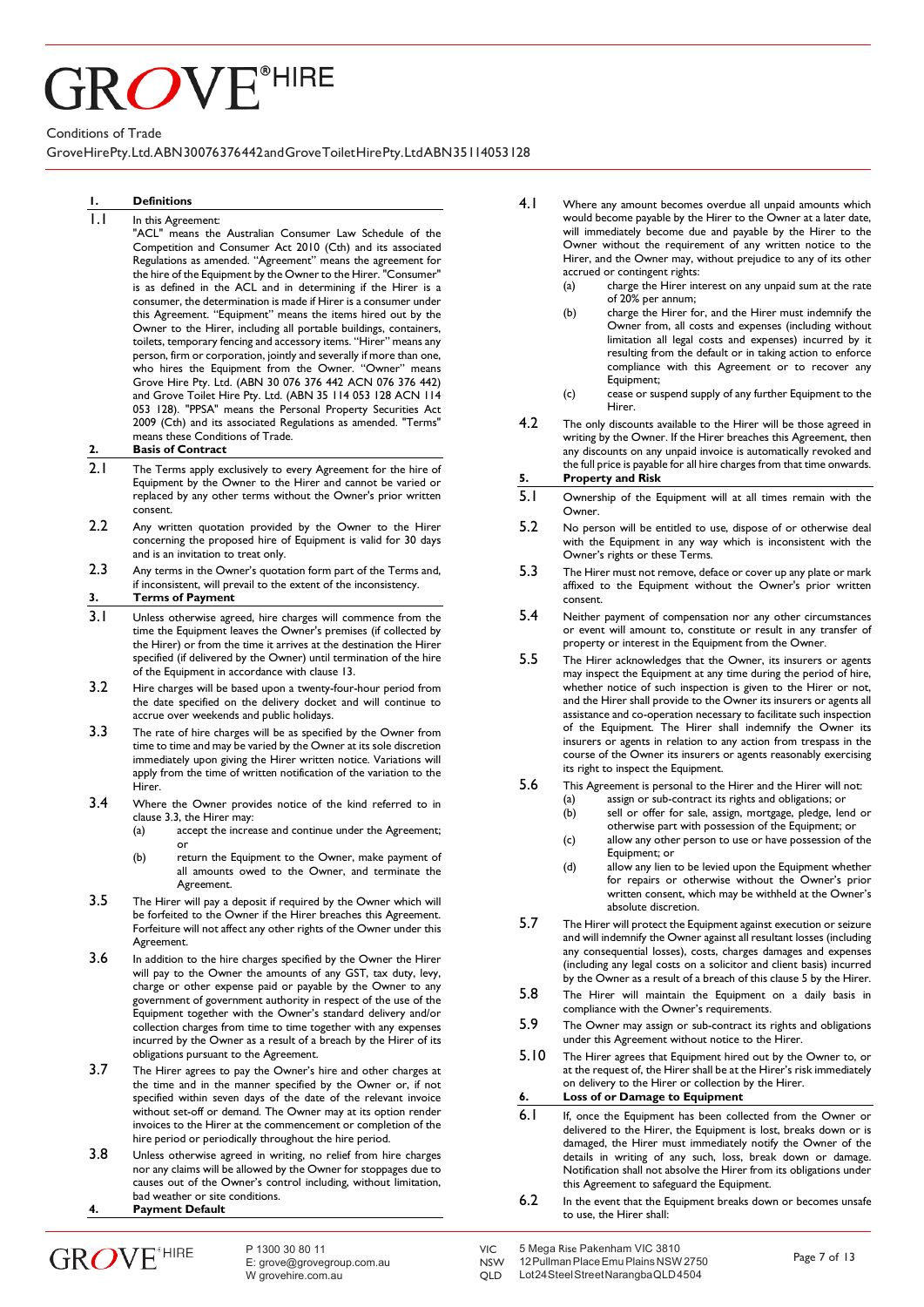# GROVE®HIRE

Conditions of Trade

GroveHirePty.Ltd.ABN30076376442andGroveToiletHirePty.LtdABN35114053128

## 1. Definitions

1.1 In this Agreement:

"ACL" means the Australian Consumer Law Schedule of the Competition and Consumer Act 2010 (Cth) and its associated Regulations as amended. "Agreement" means the agreement for the hire of the Equipment by the Owner to the Hirer. "Consumer" is as defined in the ACL and in determining if the Hirer is a consumer, the determination is made if Hirer is a consumer under this Agreement. "Equipment" means the items hired out by the Owner to the Hirer, including all portable buildings, containers, toilets, temporary fencing and accessory items. "Hirer" means any person, firm or corporation, jointly and severally if more than one, who hires the Equipment from the Owner. "Owner" means Grove Hire Pty. Ltd. (ABN 30 076 376 442 ACN 076 376 442) and Grove Toilet Hire Pty. Ltd. (ABN 35 114 053 128 ACN 114 053 128). "PPSA" means the Personal Property Securities Act 2009 (Cth) and its associated Regulations as amended. "Terms" means these Conditions of Trade.

## 2. Basis of Contract

2.1 The Terms apply exclusively to every Agreement for the hire of Equipment by the Owner to the Hirer and cannot be varied or replaced by any other terms without the Owner's prior written consent.

2.2 Any written quotation provided by the Owner to the Hirer concerning the proposed hire of Equipment is valid for 30 days and is an invitation to treat only.

2.3 Any terms in the Owner's quotation form part of the Terms and, if inconsistent, will prevail to the extent of the inconsistency.

## 3. Terms of Payment

3.1 Unless otherwise agreed, hire charges will commence from the time the Equipment leaves the Owner's premises (if collected by the Hirer) or from the time it arrives at the destination the Hirer specified (if delivered by the Owner) until termination of the hire of the Equipment in accordance with clause 13.

3.2 Hire charges will be based upon a twenty-four-hour period from the date specified on the delivery docket and will continue to accrue over weekends and public holidays.

3.3 The rate of hire charges will be as specified by the Owner from time to time and may be varied by the Owner at its sole discretion immediately upon giving the Hirer written notice. Variations will apply from the time of written notification of the variation to the Hirer.

3.4 Where the Owner provides notice of the kind referred to in clause 3.3, the Hirer may:

- (a) accept the increase and continue under the Agreement; or
- (b) return the Equipment to the Owner, make payment of all amounts owed to the Owner, and terminate the Agreement.

3.5 The Hirer will pay a deposit if required by the Owner which will be forfeited to the Owner if the Hirer breaches this Agreement. Forfeiture will not affect any other rights of the Owner under this Agreement.

3.6 In addition to the hire charges specified by the Owner the Hirer will pay to the Owner the amounts of any GST, tax duty, levy, charge or other expense paid or payable by the Owner to any government of government authority in respect of the use of the Equipment together with the Owner's standard delivery and/or collection charges from time to time together with any expenses incurred by the Owner as a result of a breach by the Hirer of its obligations pursuant to the Agreement.

3.7 The Hirer agrees to pay the Owner's hire and other charges at the time and in the manner specified by the Owner or, if not specified within seven days of the date of the relevant invoice without set-off or demand. The Owner may at its option render invoices to the Hirer at the commencement or completion of the hire period or periodically throughout the hire period.

3.8 Unless otherwise agreed in writing, no relief from hire charges nor any claims will be allowed by the Owner for stoppages due to causes out of the Owner's control including, without limitation, bad weather or site conditions.

## 4. Payment Default

4.1 Where any amount becomes overdue all unpaid amounts which would become payable by the Hirer to the Owner at a later date, will immediately become due and payable by the Hirer to the Owner without the requirement of any written notice to the Hirer, and the Owner may, without prejudice to any of its other accrued or contingent rights:

- (a) charge the Hirer interest on any unpaid sum at the rate of 20% per annum;
- (b) charge the Hirer for, and the Hirer must indemnify the Owner from, all costs and expenses (including without limitation all legal costs and expenses) incurred by it resulting from the default or in taking action to enforce compliance with this Agreement or to recover any Equipment;
- (c) cease or suspend supply of any further Equipment to the Hirer.

4.2 The only discounts available to the Hirer will be those agreed in writing by the Owner. If the Hirer breaches this Agreement, then any discounts on any unpaid invoice is automatically revoked and the full price is payable for all hire charges from that time onwards.

## 5. Property and Risk

5.1 Ownership of the Equipment will at all times remain with the Owner.

5.2 No person will be entitled to use, dispose of or otherwise deal with the Equipment in any way which is inconsistent with the Owner's rights or these Terms.

5.3 The Hirer must not remove, deface or cover up any plate or mark affixed to the Equipment without the Owner's prior written consent.

5.4 Neither payment of compensation nor any other circumstances or event will amount to, constitute or result in any transfer of property or interest in the Equipment from the Owner.

5.5 The Hirer acknowledges that the Owner, its insurers or agents may inspect the Equipment at any time during the period of hire, whether notice of such inspection is given to the Hirer or not, and the Hirer shall provide to the Owner its insurers or agents all assistance and co-operation necessary to facilitate such inspection of the Equipment. The Hirer shall indemnify the Owner its insurers or agents in relation to any action from trespass in the course of the Owner its insurers or agents reasonably exercising its right to inspect the Equipment.

5.6 This Agreement is personal to the Hirer and the Hirer will not:

- (a) assign or sub-contract its rights and obligations; or
- (b) sell or offer for sale, assign, mortgage, pledge, lend or otherwise part with possession of the Equipment; or
- (c) allow any other person to use or have possession of the Equipment; or
- (d) allow any lien to be levied upon the Equipment whether for repairs or otherwise without the Owner's prior written consent, which may be withheld at the Owner's absolute discretion.

5.7 The Hirer will protect the Equipment against execution or seizure and will indemnify the Owner against all resultant losses (including any consequential losses), costs, charges damages and expenses (including any legal costs on a solicitor and client basis) incurred by the Owner as a result of a breach of this clause 5 by the Hirer.

5.8 The Hirer will maintain the Equipment on a daily basis in compliance with the Owner's requirements.

5.9 The Owner may assign or sub-contract its rights and obligations under this Agreement without notice to the Hirer.

5.10 The Hirer agrees that Equipment hired out by the Owner to, or at the request of, the Hirer shall be at the Hirer's risk immediately on delivery to the Hirer or collection by the Hirer.

## 6. Loss of or Damage to Equipment

6.1 If, once the Equipment has been collected from the Owner or delivered to the Hirer, the Equipment is lost, breaks down or is damaged, the Hirer must immediately notify the Owner of the details in writing of any such, loss, break down or damage. Notification shall not absolve the Hirer from its obligations under this Agreement to safeguard the Equipment.

6.2 In the event that the Equipment breaks down or becomes unsafe to use, the Hirer shall: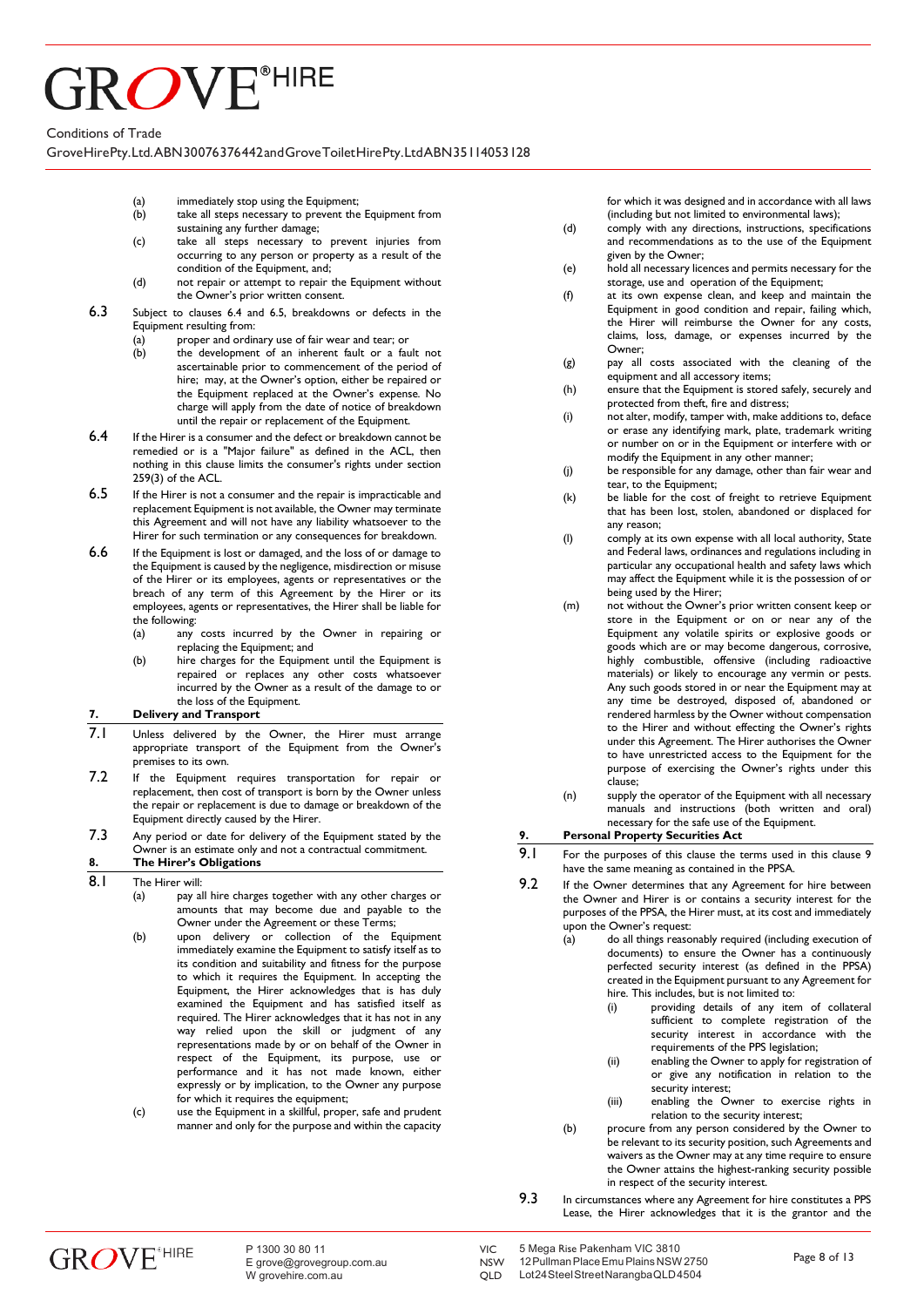(a) immediately stop using the Equipment;
(b) take all steps necessary to prevent the Equipment from sustaining any further damage;
(c) take all steps necessary to prevent injuries from occurring to any person or property as a result of the condition of the Equipment, and;
(d) not repair or attempt to repair the Equipment without the Owner's prior written consent.

**6.3** Subject to clauses 6.4 and 6.5, breakdowns or defects in the Equipment resulting from:

(a) proper and ordinary use of fair wear and tear; or
(b) the development of an inherent fault or a fault not ascertainable prior to commencement of the period of hire; may, at the Owner's option, either be repaired or the Equipment replaced at the Owner's expense. No charge will apply from the date of notice of breakdown until the repair or replacement of the Equipment.

**6.4** If the Hirer is a consumer and the defect or breakdown cannot be remedied or is a "Major failure" as defined in the ACL, then nothing in this clause limits the consumer's rights under section 259(3) of the ACL.

**6.5** If the Hirer is not a consumer and the repair is impracticable and replacement Equipment is not available, the Owner may terminate this Agreement and will not have any liability whatsoever to the Hirer for such termination or any consequences for breakdown.

**6.6** If the Equipment is lost or damaged, and the loss of or damage to the Equipment is caused by the negligence, misdirection or misuse of the Hirer or its employees, agents or representatives or the breach of any term of this Agreement by the Hirer or its employees, agents or representatives, the Hirer shall be liable for the following:

(a) any costs incurred by the Owner in repairing or replacing the Equipment; and
(b) hire charges for the Equipment until the Equipment is repaired or replaces any other costs whatsoever incurred by the Owner as a result of the damage to or the loss of the Equipment.

## 7. Delivery and Transport

**7.1** Unless delivered by the Owner, the Hirer must arrange appropriate transport of the Equipment from the Owner's premises to its own.

**7.2** If the Equipment requires transportation for repair or replacement, then cost of transport is born by the Owner unless the repair or replacement is due to damage or breakdown of the Equipment directly caused by the Hirer.

**7.3** Any period or date for delivery of the Equipment stated by the Owner is an estimate only and not a contractual commitment.

## 8. The Hirer's Obligations

**8.1** The Hirer will:

(a) pay all hire charges together with any other charges or amounts that may become due and payable to the Owner under the Agreement or these Terms;
(b) upon delivery or collection of the Equipment immediately examine the Equipment to satisfy itself as to its condition and suitability and fitness for the purpose to which it requires the Equipment. In accepting the Equipment, the Hirer acknowledges that is has duly examined the Equipment and has satisfied itself as required. The Hirer acknowledges that it has not in any way relied upon the skill or judgment of any representations made by or on behalf of the Owner in respect of the Equipment, its purpose, use or performance and it has not made known, either expressly or by implication, to the Owner any purpose for which it requires the equipment;
(c) use the Equipment in a skillful, proper, safe and prudent manner and only for the purpose and within the capacity for which it was designed and in accordance with all laws (including but not limited to environmental laws);
(d) comply with any directions, instructions, specifications and recommendations as to the use of the Equipment given by the Owner;
(e) hold all necessary licences and permits necessary for the storage, use and operation of the Equipment;
(f) at its own expense clean, and keep and maintain the Equipment in good condition and repair, failing which, the Hirer will reimburse the Owner for any costs, claims, loss, damage, or expenses incurred by the Owner;
(g) pay all costs associated with the cleaning of the equipment and all accessory items;
(h) ensure that the Equipment is stored safely, securely and protected from theft, fire and distress;
(i) not alter, modify, tamper with, make additions to, deface or erase any identifying mark, plate, trademark writing or number on or in the Equipment or interfere with or modify the Equipment in any other manner;
(j) be responsible for any damage, other than fair wear and tear, to the Equipment;
(k) be liable for the cost of freight to retrieve Equipment that has been lost, stolen, abandoned or displaced for any reason;
(l) comply at its own expense with all local authority, State and Federal laws, ordinances and regulations including in particular any occupational health and safety laws which may affect the Equipment while it is the possession of or being used by the Hirer;
(m) not without the Owner's prior written consent keep or store in the Equipment or on or near any of the Equipment any volatile spirits or explosive goods or goods which are or may become dangerous, corrosive, highly combustible, offensive (including radioactive materials) or likely to encourage any vermin or pests. Any such goods stored in or near the Equipment may at any time be destroyed, disposed of, abandoned or rendered harmless by the Owner without compensation to the Hirer and without effecting the Owner's rights under this Agreement. The Hirer authorises the Owner to have unrestricted access to the Equipment for the purpose of exercising the Owner's rights under this clause;
(n) supply the operator of the Equipment with all necessary manuals and instructions (both written and oral) necessary for the safe use of the Equipment.

## 9. Personal Property Securities Act

**9.1** For the purposes of this clause the terms used in this clause 9 have the same meaning as contained in the PPSA.

**9.2** If the Owner determines that any Agreement for hire between the Owner and Hirer is or contains a security interest for the purposes of the PPSA, the Hirer must, at its cost and immediately upon the Owner's request:

(a) do all things reasonably required (including execution of documents) to ensure the Owner has a continuously perfected security interest (as defined in the PPSA) created in the Equipment pursuant to any Agreement for hire. This includes, but is not limited to:
   (i) providing details of any item of collateral sufficient to complete registration of the security interest in accordance with the requirements of the PPS legislation;
   (ii) enabling the Owner to apply for registration of or give any notification in relation to the security interest;
   (iii) enabling the Owner to exercise rights in relation to the security interest;
(b) procure from any person considered by the Owner to be relevant to its security position, such Agreements and waivers as the Owner may at any time require to ensure the Owner attains the highest-ranking security possible in respect of the security interest.

**9.3** In circumstances where any Agreement for hire constitutes a PPS Lease, the Hirer acknowledges that it is the grantor and the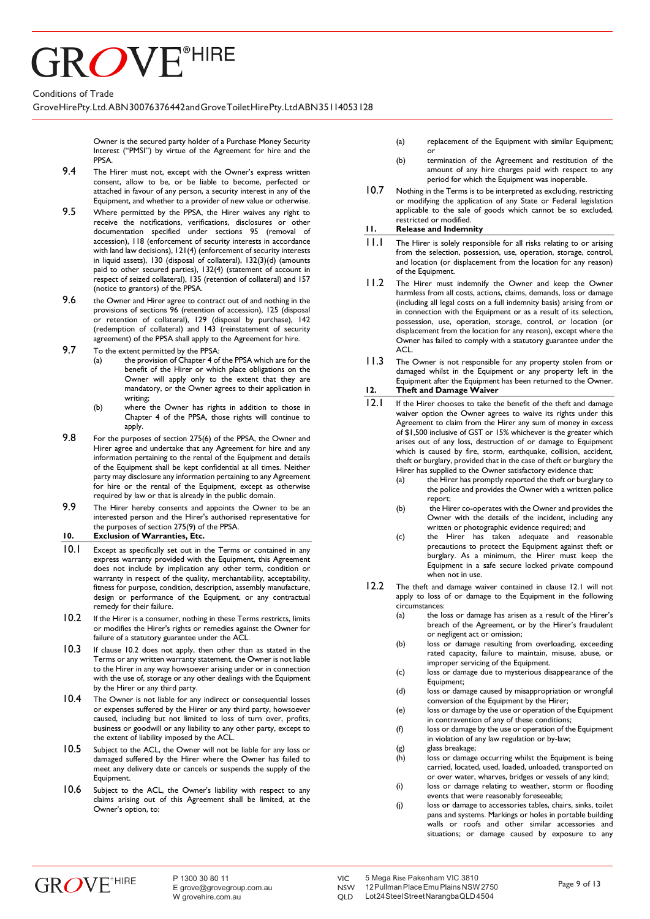Owner is the secured party holder of a Purchase Money Security Interest ("PMSI") by virtue of the Agreement for hire and the PPSA.

9.4 The Hirer must not, except with the Owner's express written consent, allow to be, or be liable to become, perfected or attached in favour of any person, a security interest in any of the Equipment, and whether to a provider of new value or otherwise.

9.5 Where permitted by the PPSA, the Hirer waives any right to receive the notifications, verifications, disclosures or other documentation specified under sections 95 (removal of accession), 118 (enforcement of security interests in accordance with land law decisions), 121(4) (enforcement of security interests in liquid assets), 130 (disposal of collateral), 132(3)(d) (amounts paid to other secured parties), 132(4) (statement of account in respect of seized collateral), 135 (retention of collateral) and 157 (notice to grantors) of the PPSA.

9.6 the Owner and Hirer agree to contract out of and nothing in the provisions of sections 96 (retention of accession), 125 (disposal or retention of collateral), 129 (disposal by purchase), 142 (redemption of collateral) and 143 (reinstatement of security agreement) of the PPSA shall apply to the Agreement for hire.

9.7 To the extent permitted by the PPSA:

(a) the provision of Chapter 4 of the PPSA which are for the benefit of the Hirer or which place obligations on the Owner will apply only to the extent that they are mandatory, or the Owner agrees to their application in writing;

(b) where the Owner has rights in addition to those in Chapter 4 of the PPSA, those rights will continue to apply.

9.8 For the purposes of section 275(6) of the PPSA, the Owner and Hirer agree and undertake that any Agreement for hire and any information pertaining to the rental of the Equipment and details of the Equipment shall be kept confidential at all times. Neither party may disclosure any information pertaining to any Agreement for hire or the rental of the Equipment, except as otherwise required by law or that is already in the public domain.

9.9 The Hirer hereby consents and appoints the Owner to be an interested person and the Hirer's authorised representative for the purposes of section 275(9) of the PPSA.

## 10. Exclusion of Warranties, Etc.

10.1 Except as specifically set out in the Terms or contained in any express warranty provided with the Equipment, this Agreement does not include by implication any other term, condition or warranty in respect of the quality, merchantability, acceptability, fitness for purpose, condition, description, assembly manufacture, design or performance of the Equipment, or any contractual remedy for their failure.

10.2 If the Hirer is a consumer, nothing in these Terms restricts, limits or modifies the Hirer's rights or remedies against the Owner for failure of a statutory guarantee under the ACL.

10.3 If clause 10.2 does not apply, then other than as stated in the Terms or any written warranty statement, the Owner is not liable to the Hirer in any way howsoever arising under or in connection with the use of, storage or any other dealings with the Equipment by the Hirer or any third party.

10.4 The Owner is not liable for any indirect or consequential losses or expenses suffered by the Hirer or any third party, howsoever caused, including but not limited to loss of turn over, profits, business or goodwill or any liability to any other party, except to the extent of liability imposed by the ACL.

10.5 Subject to the ACL, the Owner will not be liable for any loss or damaged suffered by the Hirer where the Owner has failed to meet any delivery date or cancels or suspends the supply of the Equipment.

10.6 Subject to the ACL, the Owner's liability with respect to any claims arising out of this Agreement shall be limited, at the Owner's option, to:

(a) replacement of the Equipment with similar Equipment; or

(b) termination of the Agreement and restitution of the amount of any hire charges paid with respect to any period for which the Equipment was inoperable.

10.7 Nothing in the Terms is to be interpreted as excluding, restricting or modifying the application of any State or Federal legislation applicable to the sale of goods which cannot be so excluded, restricted or modified.

## 11. Release and Indemnity

11.1 The Hirer is solely responsible for all risks relating to or arising from the selection, possession, use, operation, storage, control, and location (or displacement from the location for any reason) of the Equipment.

11.2 The Hirer must indemnify the Owner and keep the Owner harmless from all costs, actions, claims, demands, loss or damage (including all legal costs on a full indemnity basis) arising from or in connection with the Equipment or as a result of its selection, possession, use, operation, storage, control, or location (or displacement from the location for any reason), except where the Owner has failed to comply with a statutory guarantee under the ACL.

11.3 The Owner is not responsible for any property stolen from or damaged whilst in the Equipment or any property left in the Equipment after the Equipment has been returned to the Owner.

## 12. Theft and Damage Waiver

12.1 If the Hirer chooses to take the benefit of the theft and damage waiver option the Owner agrees to waive its rights under this Agreement to claim from the Hirer any sum of money in excess of $1,500 inclusive of GST or 15% whichever is the greater which arises out of any loss, destruction of or damage to Equipment which is caused by fire, storm, earthquake, collision, accident, theft or burglary, provided that in the case of theft or burglary the Hirer has supplied to the Owner satisfactory evidence that:

(a) the Hirer has promptly reported the theft or burglary to the police and provides the Owner with a written police report;

(b) the Hirer co-operates with the Owner and provides the Owner with the details of the incident, including any written or photographic evidence required; and

(c) the Hirer has taken adequate and reasonable precautions to protect the Equipment against theft or burglary. As a minimum, the Hirer must keep the Equipment in a safe secure locked private compound when not in use.

12.2 The theft and damage waiver contained in clause 12.1 will not apply to loss of or damage to the Equipment in the following circumstances:

(a) the loss or damage has arisen as a result of the Hirer's breach of the Agreement, or by the Hirer's fraudulent or negligent act or omission;

(b) loss or damage resulting from overloading, exceeding rated capacity, failure to maintain, misuse, abuse, or improper servicing of the Equipment.

(c) loss or damage due to mysterious disappearance of the Equipment;

(d) loss or damage caused by misappropriation or wrongful conversion of the Equipment by the Hirer;

(e) loss or damage by the use or operation of the Equipment in contravention of any of these conditions;

(f) loss or damage by the use or operation of the Equipment in violation of any law regulation or by-law;

(g) glass breakage;

(h) loss or damage occurring whilst the Equipment is being carried, located, used, loaded, unloaded, transported on or over water, wharves, bridges or vessels of any kind;

(i) loss or damage relating to weather, storm or flooding events that were reasonably foreseeable;

(j) loss or damage to accessories tables, chairs, sinks, toilet pans and systems. Markings or holes in portable building walls or roofs and other similar accessories and situations; or damage caused by exposure to any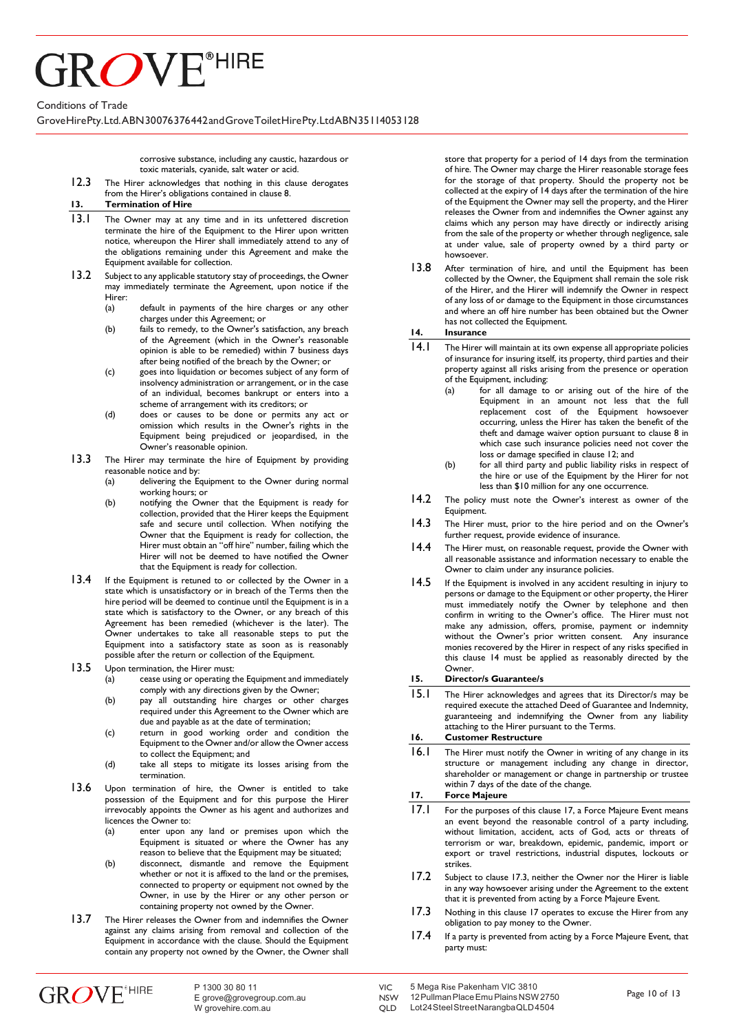corrosive substance, including any caustic, hazardous or toxic materials, cyanide, salt water or acid.

12.3 The Hirer acknowledges that nothing in this clause derogates from the Hirer's obligations contained in clause 8.

## 13. Termination of Hire

13.1 The Owner may at any time and in its unfettered discretion terminate the hire of the Equipment to the Hirer upon written notice, whereupon the Hirer shall immediately attend to any of the obligations remaining under this Agreement and make the Equipment available for collection.

13.2 Subject to any applicable statutory stay of proceedings, the Owner may immediately terminate the Agreement, upon notice if the Hirer:

(a) default in payments of the hire charges or any other charges under this Agreement; or

(b) fails to remedy, to the Owner's satisfaction, any breach of the Agreement (which in the Owner's reasonable opinion is able to be remedied) within 7 business days after being notified of the breach by the Owner; or

(c) goes into liquidation or becomes subject of any form of insolvency administration or arrangement, or in the case of an individual, becomes bankrupt or enters into a scheme of arrangement with its creditors; or

(d) does or causes to be done or permits any act or omission which results in the Owner's rights in the Equipment being prejudiced or jeopardised, in the Owner's reasonable opinion.

13.3 The Hirer may terminate the hire of Equipment by providing reasonable notice and by:

(a) delivering the Equipment to the Owner during normal working hours; or

(b) notifying the Owner that the Equipment is ready for collection, provided that the Hirer keeps the Equipment safe and secure until collection. When notifying the Owner that the Equipment is ready for collection, the Hirer must obtain an "off hire" number, failing which the Hirer will not be deemed to have notified the Owner that the Equipment is ready for collection.

13.4 If the Equipment is retuned to or collected by the Owner in a state which is unsatisfactory or in breach of the Terms then the hire period will be deemed to continue until the Equipment is in a state which is satisfactory to the Owner, or any breach of this Agreement has been remedied (whichever is the later). The Owner undertakes to take all reasonable steps to put the Equipment into a satisfactory state as soon as is reasonably possible after the return or collection of the Equipment.

13.5 Upon termination, the Hirer must:

(a) cease using or operating the Equipment and immediately comply with any directions given by the Owner;

(b) pay all outstanding hire charges or other charges required under this Agreement to the Owner which are due and payable as at the date of termination;

(c) return in good working order and condition the Equipment to the Owner and/or allow the Owner access to collect the Equipment; and

(d) take all steps to mitigate its losses arising from the termination.

13.6 Upon termination of hire, the Owner is entitled to take possession of the Equipment and for this purpose the Hirer irrevocably appoints the Owner as his agent and authorizes and licences the Owner to:

(a) enter upon any land or premises upon which the Equipment is situated or where the Owner has any reason to believe that the Equipment may be situated;

(b) disconnect, dismantle and remove the Equipment whether or not it is affixed to the land or the premises, connected to property or equipment not owned by the Owner, in use by the Hirer or any other person or containing property not owned by the Owner.

13.7 The Hirer releases the Owner from and indemnifies the Owner against any claims arising from removal and collection of the Equipment in accordance with the clause. Should the Equipment contain any property not owned by the Owner, the Owner shall store that property for a period of 14 days from the termination of hire. The Owner may charge the Hirer reasonable storage fees for the storage of that property. Should the property not be collected at the expiry of 14 days after the termination of the hire of the Equipment the Owner may sell the property, and the Hirer releases the Owner from and indemnifies the Owner against any claims which any person may have directly or indirectly arising from the sale of the property or whether through negligence, sale at under value, sale of property owned by a third party or howsoever.

13.8 After termination of hire, and until the Equipment has been collected by the Owner, the Equipment shall remain the sole risk of the Hirer, and the Hirer will indemnify the Owner in respect of any loss of or damage to the Equipment in those circumstances and where an off hire number has been obtained but the Owner has not collected the Equipment.

## 14. Insurance

14.1 The Hirer will maintain at its own expense all appropriate policies of insurance for insuring itself, its property, third parties and their property against all risks arising from the presence or operation of the Equipment, including:

(a) for all damage to or arising out of the hire of the Equipment in an amount not less that the full replacement cost of the Equipment howsoever occurring, unless the Hirer has taken the benefit of the theft and damage waiver option pursuant to clause 8 in which case such insurance policies need not cover the loss or damage specified in clause 12; and

(b) for all third party and public liability risks in respect of the hire or use of the Equipment by the Hirer for not less than $10 million for any one occurrence.

14.2 The policy must note the Owner's interest as owner of the Equipment.

14.3 The Hirer must, prior to the hire period and on the Owner's further request, provide evidence of insurance.

14.4 The Hirer must, on reasonable request, provide the Owner with all reasonable assistance and information necessary to enable the Owner to claim under any insurance policies.

14.5 If the Equipment is involved in any accident resulting in injury to persons or damage to the Equipment or other property, the Hirer must immediately notify the Owner by telephone and then confirm in writing to the Owner's office. The Hirer must not make any admission, offers, promise, payment or indemnity without the Owner's prior written consent. Any insurance monies recovered by the Hirer in respect of any risks specified in this clause 14 must be applied as reasonably directed by the Owner.

## 15. Director/s Guarantee/s

15.1 The Hirer acknowledges and agrees that its Director/s may be required execute the attached Deed of Guarantee and Indemnity, guaranteeing and indemnifying the Owner from any liability attaching to the Hirer pursuant to the Terms.

## 16. Customer Restructure

16.1 The Hirer must notify the Owner in writing of any change in its structure or management including any change in director, shareholder or management or change in partnership or trustee within 7 days of the date of the change.

## 17. Force Majeure

17.1 For the purposes of this clause 17, a Force Majeure Event means an event beyond the reasonable control of a party including, without limitation, accident, acts of God, acts or threats of terrorism or war, breakdown, epidemic, pandemic, import or export or travel restrictions, industrial disputes, lockouts or strikes.

17.2 Subject to clause 17.3, neither the Owner nor the Hirer is liable in any way howsoever arising under the Agreement to the extent that it is prevented from acting by a Force Majeure Event.

17.3 Nothing in this clause 17 operates to excuse the Hirer from any obligation to pay money to the Owner.

17.4 If a party is prevented from acting by a Force Majeure Event, that party must: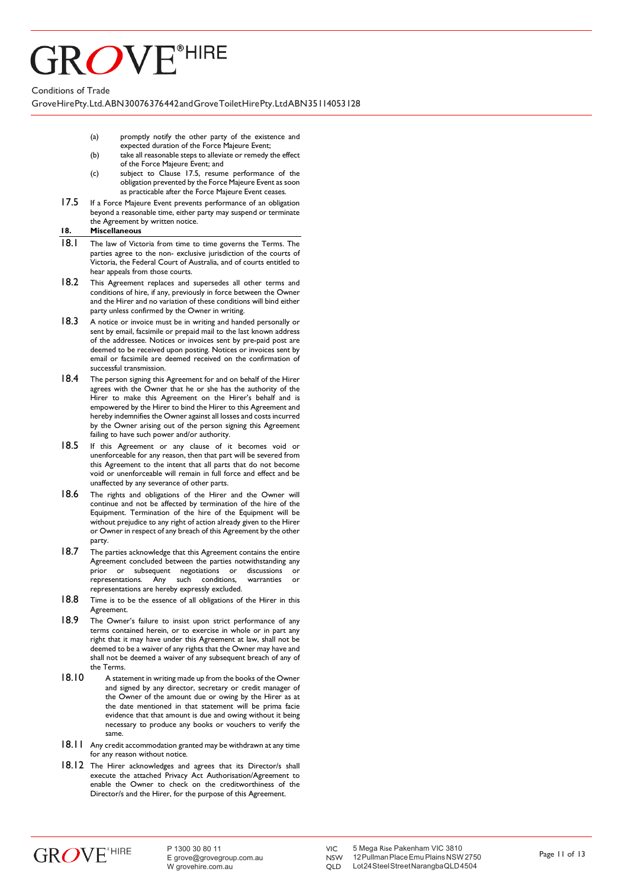(a) promptly notify the other party of the existence and expected duration of the Force Majeure Event;

(b) take all reasonable steps to alleviate or remedy the effect of the Force Majeure Event; and

(c) subject to Clause 17.5, resume performance of the obligation prevented by the Force Majeure Event as soon as practicable after the Force Majeure Event ceases.

17.5 If a Force Majeure Event prevents performance of an obligation beyond a reasonable time, either party may suspend or terminate the Agreement by written notice.

## 18. Miscellaneous

18.1 The law of Victoria from time to time governs the Terms. The parties agree to the non- exclusive jurisdiction of the courts of Victoria, the Federal Court of Australia, and of courts entitled to hear appeals from those courts.

18.2 This Agreement replaces and supersedes all other terms and conditions of hire, if any, previously in force between the Owner and the Hirer and no variation of these conditions will bind either party unless confirmed by the Owner in writing.

18.3 A notice or invoice must be in writing and handed personally or sent by email, facsimile or prepaid mail to the last known address of the addressee. Notices or invoices sent by pre-paid post are deemed to be received upon posting. Notices or invoices sent by email or facsimile are deemed received on the confirmation of successful transmission.

18.4 The person signing this Agreement for and on behalf of the Hirer agrees with the Owner that he or she has the authority of the Hirer to make this Agreement on the Hirer's behalf and is empowered by the Hirer to bind the Hirer to this Agreement and hereby indemnifies the Owner against all losses and costs incurred by the Owner arising out of the person signing this Agreement failing to have such power and/or authority.

18.5 If this Agreement or any clause of it becomes void or unenforceable for any reason, then that part will be severed from this Agreement to the intent that all parts that do not become void or unenforceable will remain in full force and effect and be unaffected by any severance of other parts.

18.6 The rights and obligations of the Hirer and the Owner will continue and not be affected by termination of the hire of the Equipment. Termination of the hire of the Equipment will be without prejudice to any right of action already given to the Hirer or Owner in respect of any breach of this Agreement by the other party.

18.7 The parties acknowledge that this Agreement contains the entire Agreement concluded between the parties notwithstanding any prior or subsequent negotiations or discussions or representations. Any such conditions, warranties or representations are hereby expressly excluded.

18.8 Time is to be the essence of all obligations of the Hirer in this Agreement.

18.9 The Owner's failure to insist upon strict performance of any terms contained herein, or to exercise in whole or in part any right that it may have under this Agreement at law, shall not be deemed to be a waiver of any rights that the Owner may have and shall not be deemed a waiver of any subsequent breach of any of the Terms.

18.10 A statement in writing made up from the books of the Owner and signed by any director, secretary or credit manager of the Owner of the amount due or owing by the Hirer as at the date mentioned in that statement will be prima facie evidence that that amount is due and owing without it being necessary to produce any books or vouchers to verify the same.

18.11 Any credit accommodation granted may be withdrawn at any time for any reason without notice.

18.12 The Hirer acknowledges and agrees that its Director/s shall execute the attached Privacy Act Authorisation/Agreement to enable the Owner to check on the creditworthiness of the Director/s and the Hirer, for the purpose of this Agreement.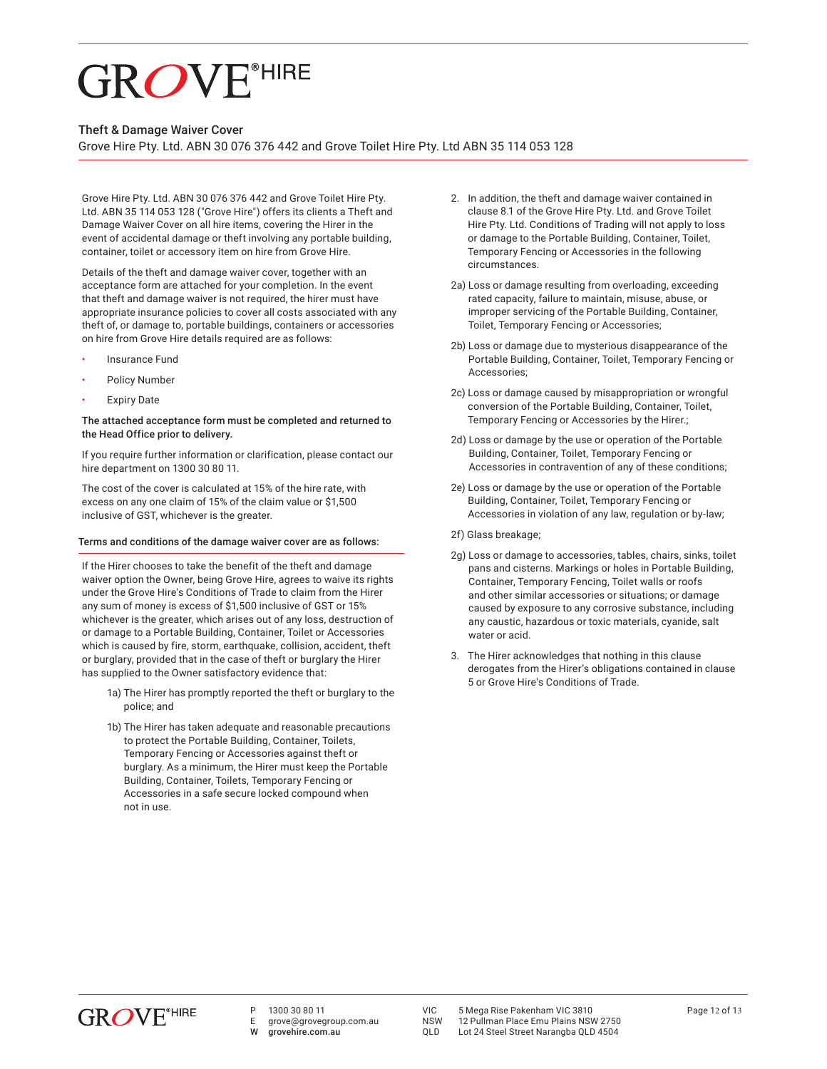# GROVE® HIRE

## Theft & Damage Waiver Cover

Grove Hire Pty. Ltd. ABN 30 076 376 442 and Grove Toilet Hire Pty. Ltd ABN 35 114 053 128

Grove Hire Pty. Ltd. ABN 30 076 376 442 and Grove Toilet Hire Pty. Ltd. ABN 35 114 053 128 ("Grove Hire") offers its clients a Theft and Damage Waiver Cover on all hire items, covering the Hirer in the event of accidental damage or theft involving any portable building, container, toilet or accessory item on hire from Grove Hire.

Details of the theft and damage waiver cover, together with an acceptance form are attached for your completion. In the event that theft and damage waiver is not required, the hirer must have appropriate insurance policies to cover all costs associated with any theft of, or damage to, portable buildings, containers or accessories on hire from Grove Hire details required are as follows:

- Insurance Fund
- Policy Number
- Expiry Date

**The attached acceptance form must be completed and returned to the Head Office prior to delivery.**

If you require further information or clarification, please contact our hire department on 1300 30 80 11.

The cost of the cover is calculated at 15% of the hire rate, with excess on any one claim of 15% of the claim value or $1,500 inclusive of GST, whichever is the greater.

### Terms and conditions of the damage waiver cover are as follows:

If the Hirer chooses to take the benefit of the theft and damage waiver option the Owner, being Grove Hire, agrees to waive its rights under the Grove Hire's Conditions of Trade to claim from the Hirer any sum of money is excess of $1,500 inclusive of GST or 15% whichever is the greater, which arises out of any loss, destruction of or damage to a Portable Building, Container, Toilet or Accessories which is caused by fire, storm, earthquake, collision, accident, theft or burglary, provided that in the case of theft or burglary the Hirer has supplied to the Owner satisfactory evidence that:

1a) The Hirer has promptly reported the theft or burglary to the police; and

1b) The Hirer has taken adequate and reasonable precautions to protect the Portable Building, Container, Toilets, Temporary Fencing or Accessories against theft or burglary. As a minimum, the Hirer must keep the Portable Building, Container, Toilets, Temporary Fencing or Accessories in a safe secure locked compound when not in use.

2. In addition, the theft and damage waiver contained in clause 8.1 of the Grove Hire Pty. Ltd. and Grove Toilet Hire Pty. Ltd. Conditions of Trading will not apply to loss or damage to the Portable Building, Container, Toilet, Temporary Fencing or Accessories in the following circumstances.

2a) Loss or damage resulting from overloading, exceeding rated capacity, failure to maintain, misuse, abuse, or improper servicing of the Portable Building, Container, Toilet, Temporary Fencing or Accessories;

2b) Loss or damage due to mysterious disappearance of the Portable Building, Container, Toilet, Temporary Fencing or Accessories;

2c) Loss or damage caused by misappropriation or wrongful conversion of the Portable Building, Container, Toilet, Temporary Fencing or Accessories by the Hirer.;

2d) Loss or damage by the use or operation of the Portable Building, Container, Toilet, Temporary Fencing or Accessories in contravention of any of these conditions;

2e) Loss or damage by the use or operation of the Portable Building, Container, Toilet, Temporary Fencing or Accessories in violation of any law, regulation or by-law;

2f) Glass breakage;

2g) Loss or damage to accessories, tables, chairs, sinks, toilet pans and cisterns. Markings or holes in Portable Building, Container, Temporary Fencing, Toilet walls or roofs and other similar accessories or situations; or damage caused by exposure to any corrosive substance, including any caustic, hazardous or toxic materials, cyanide, salt water or acid.

3. The Hirer acknowledges that nothing in this clause derogates from the Hirer's obligations contained in clause 5 or Grove Hire's Conditions of Trade.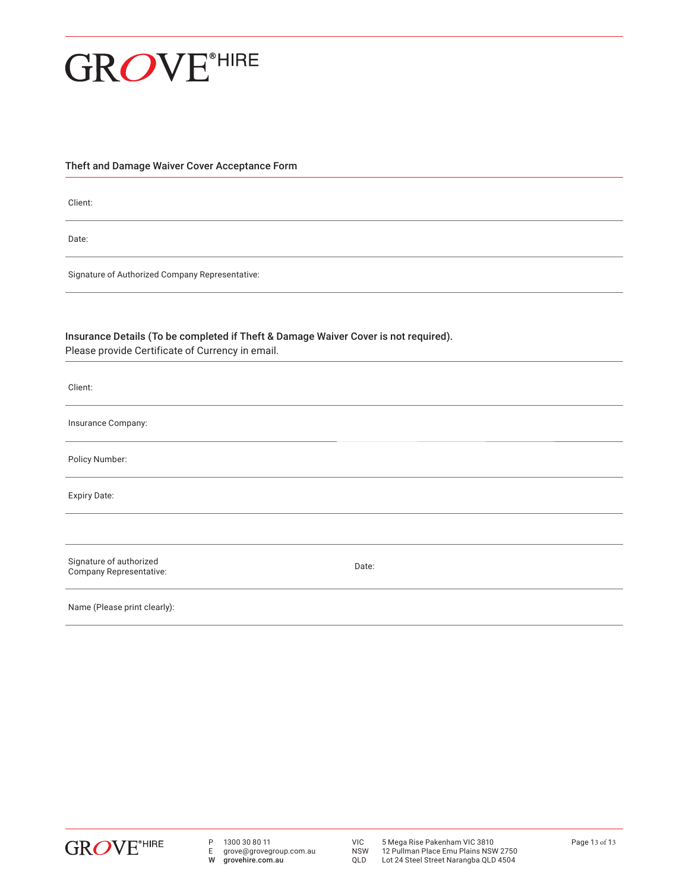# GROVE® HIRE

## Theft and Damage Waiver Cover Acceptance Form

Client:

Date:

Signature of Authorized Company Representative:

## Insurance Details (To be completed if Theft & Damage Waiver Cover is not required).

Please provide Certificate of Currency in email.

Client:

Insurance Company:

Policy Number:

Expiry Date:

Signature of authorized Company Representative:

Date:

Name (Please print clearly):

GROVE® HIRE

P 1300 30 80 11
E grove@grovegroup.com.au
W grovehire.com.au

VIC 5 Mega Rise Pakenham VIC 3810
NSW 12 Pullman Place Emu Plains NSW 2750
QLD Lot 24 Steel Street Narangba QLD 4504